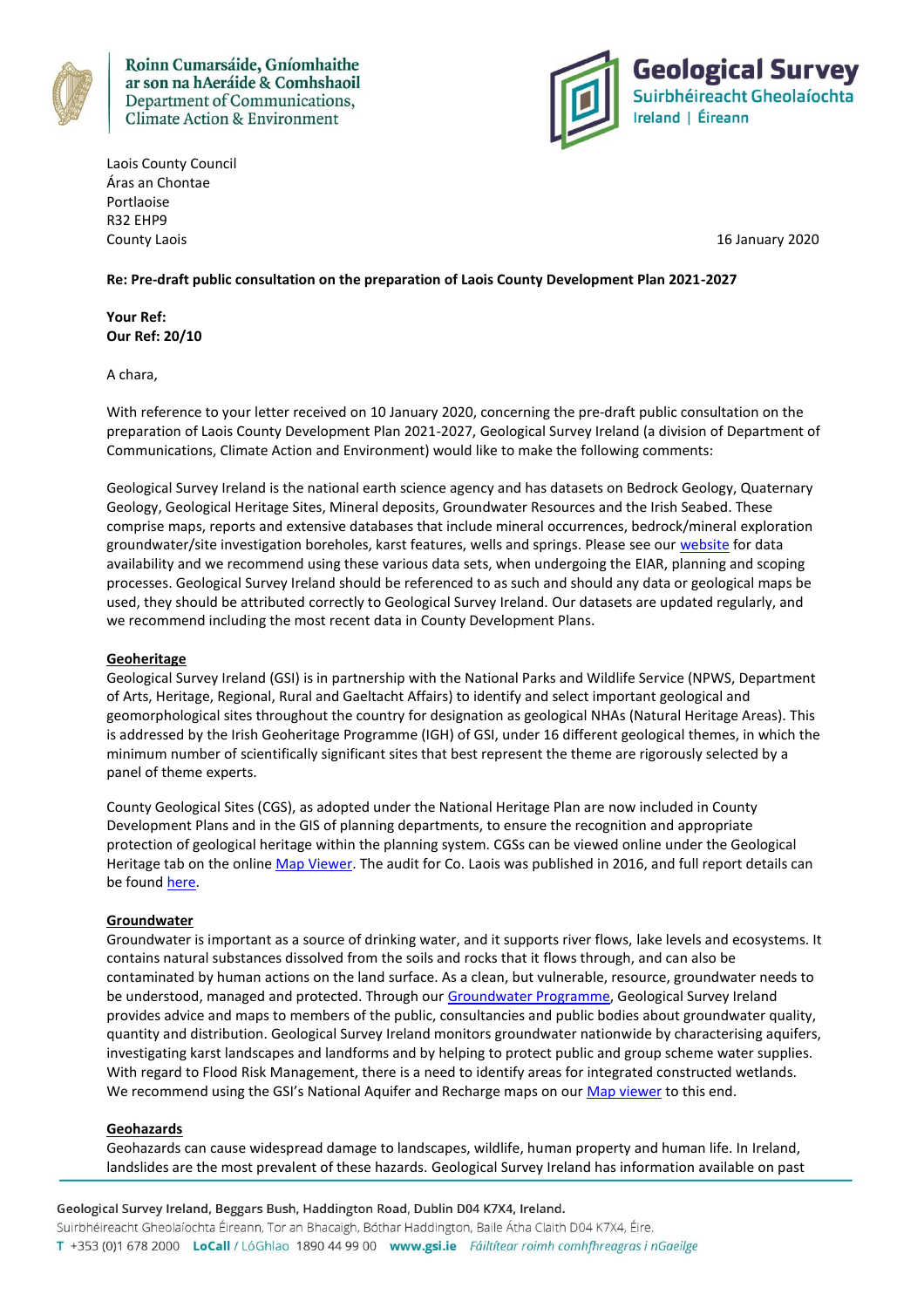Roinn Cumarsáide, Gníomhaithe ar son na hAeráide & Comhshaoil
Department of Communications, Climate Action & Environment

Geological Survey
Suirbhéireacht Gheolaíochta
Ireland | Éireann

Laois County Council
Áras an Chontae
Portlaoise
R32 EHP9
County Laois

16 January 2020

**Re: Pre-draft public consultation on the preparation of Laois County Development Plan 2021-2027**

**Your Ref:**
**Our Ref: 20/10**

A chara,

With reference to your letter received on 10 January 2020, concerning the pre-draft public consultation on the preparation of Laois County Development Plan 2021-2027, Geological Survey Ireland (a division of Department of Communications, Climate Action and Environment) would like to make the following comments:

Geological Survey Ireland is the national earth science agency and has datasets on Bedrock Geology, Quaternary Geology, Geological Heritage Sites, Mineral deposits, Groundwater Resources and the Irish Seabed. These comprise maps, reports and extensive databases that include mineral occurrences, bedrock/mineral exploration groundwater/site investigation boreholes, karst features, wells and springs. Please see our website for data availability and we recommend using these various data sets, when undergoing the EIAR, planning and scoping processes. Geological Survey Ireland should be referenced to as such and should any data or geological maps be used, they should be attributed correctly to Geological Survey Ireland. Our datasets are updated regularly, and we recommend including the most recent data in County Development Plans.

## Geoheritage

Geological Survey Ireland (GSI) is in partnership with the National Parks and Wildlife Service (NPWS, Department of Arts, Heritage, Regional, Rural and Gaeltacht Affairs) to identify and select important geological and geomorphological sites throughout the country for designation as geological NHAs (Natural Heritage Areas). This is addressed by the Irish Geoheritage Programme (IGH) of GSI, under 16 different geological themes, in which the minimum number of scientifically significant sites that best represent the theme are rigorously selected by a panel of theme experts.

County Geological Sites (CGS), as adopted under the National Heritage Plan are now included in County Development Plans and in the GIS of planning departments, to ensure the recognition and appropriate protection of geological heritage within the planning system. CGSs can be viewed online under the Geological Heritage tab on the online Map Viewer. The audit for Co. Laois was published in 2016, and full report details can be found here.

## Groundwater

Groundwater is important as a source of drinking water, and it supports river flows, lake levels and ecosystems. It contains natural substances dissolved from the soils and rocks that it flows through, and can also be contaminated by human actions on the land surface. As a clean, but vulnerable, resource, groundwater needs to be understood, managed and protected. Through our Groundwater Programme, Geological Survey Ireland provides advice and maps to members of the public, consultancies and public bodies about groundwater quality, quantity and distribution. Geological Survey Ireland monitors groundwater nationwide by characterising aquifers, investigating karst landscapes and landforms and by helping to protect public and group scheme water supplies. With regard to Flood Risk Management, there is a need to identify areas for integrated constructed wetlands. We recommend using the GSI's National Aquifer and Recharge maps on our Map viewer to this end.

## Geohazards

Geohazards can cause widespread damage to landscapes, wildlife, human property and human life. In Ireland, landslides are the most prevalent of these hazards. Geological Survey Ireland has information available on past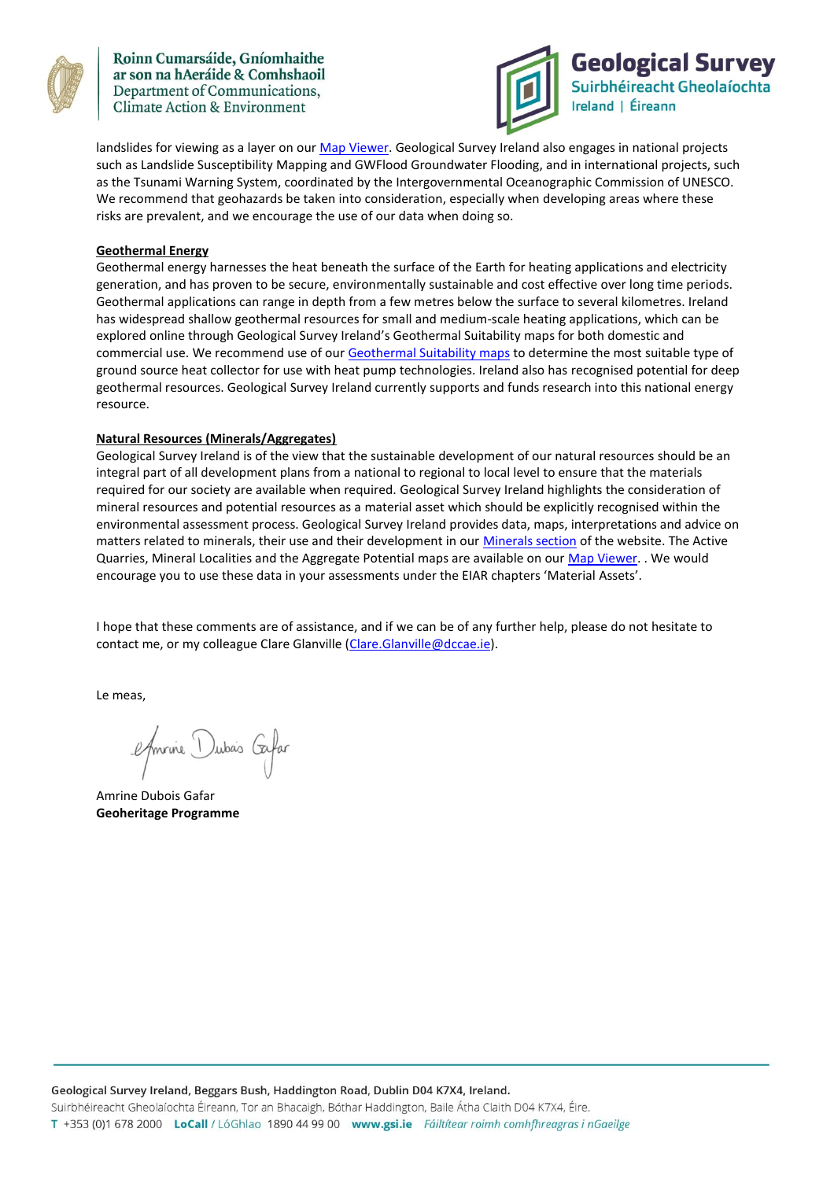landslides for viewing as a layer on our Map Viewer. Geological Survey Ireland also engages in national projects such as Landslide Susceptibility Mapping and GWFlood Groundwater Flooding, and in international projects, such as the Tsunami Warning System, coordinated by the Intergovernmental Oceanographic Commission of UNESCO. We recommend that geohazards be taken into consideration, especially when developing areas where these risks are prevalent, and we encourage the use of our data when doing so.

**Geothermal Energy**

Geothermal energy harnesses the heat beneath the surface of the Earth for heating applications and electricity generation, and has proven to be secure, environmentally sustainable and cost effective over long time periods. Geothermal applications can range in depth from a few metres below the surface to several kilometres. Ireland has widespread shallow geothermal resources for small and medium-scale heating applications, which can be explored online through Geological Survey Ireland's Geothermal Suitability maps for both domestic and commercial use. We recommend use of our Geothermal Suitability maps to determine the most suitable type of ground source heat collector for use with heat pump technologies. Ireland also has recognised potential for deep geothermal resources. Geological Survey Ireland currently supports and funds research into this national energy resource.

**Natural Resources (Minerals/Aggregates)**

Geological Survey Ireland is of the view that the sustainable development of our natural resources should be an integral part of all development plans from a national to regional to local level to ensure that the materials required for our society are available when required. Geological Survey Ireland highlights the consideration of mineral resources and potential resources as a material asset which should be explicitly recognised within the environmental assessment process. Geological Survey Ireland provides data, maps, interpretations and advice on matters related to minerals, their use and their development in our Minerals section of the website. The Active Quarries, Mineral Localities and the Aggregate Potential maps are available on our Map Viewer. . We would encourage you to use these data in your assessments under the EIAR chapters 'Material Assets'.

I hope that these comments are of assistance, and if we can be of any further help, please do not hesitate to contact me, or my colleague Clare Glanville (Clare.Glanville@dccae.ie).

Le meas,

Amrine Dubois Gafar

**Geoheritage Programme**